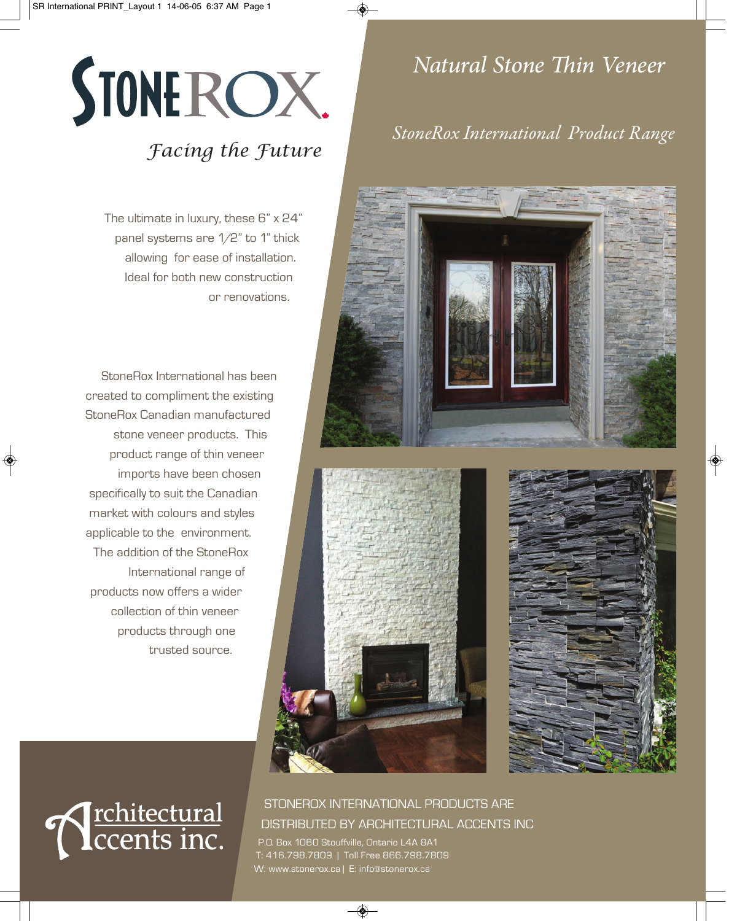# STONEROX

*Facing the Future*

## *Natural Stone Thin Veneer*

### *StoneRox International Product Range*

The ultimate in luxury, these 6" x 24" panel systems are 1/2" to 1" thick allowing for ease of installation. Ideal for both new construction or renovations.

StoneRox International has been created to compliment the existing StoneRox Canadian manufactured stone veneer products. This product range of thin veneer imports have been chosen specifically to suit the Canadian market with colours and styles applicable to the environment. The addition of the StoneRox International range of products now offers a wider collection of thin veneer products through one trusted source.

Architectural Accents inc.

STONEROX INTERNATIONAL PRODUCTS ARE DISTRIBUTED BY ARCHITECTURAL ACCENTS INC

P.O. Box 1060 Stouffville, Ontario L4A 8A1
T: 416.798.7809 | Toll Free 866.798.7809
W: www.stonerox.ca | E: info@stonerox.ca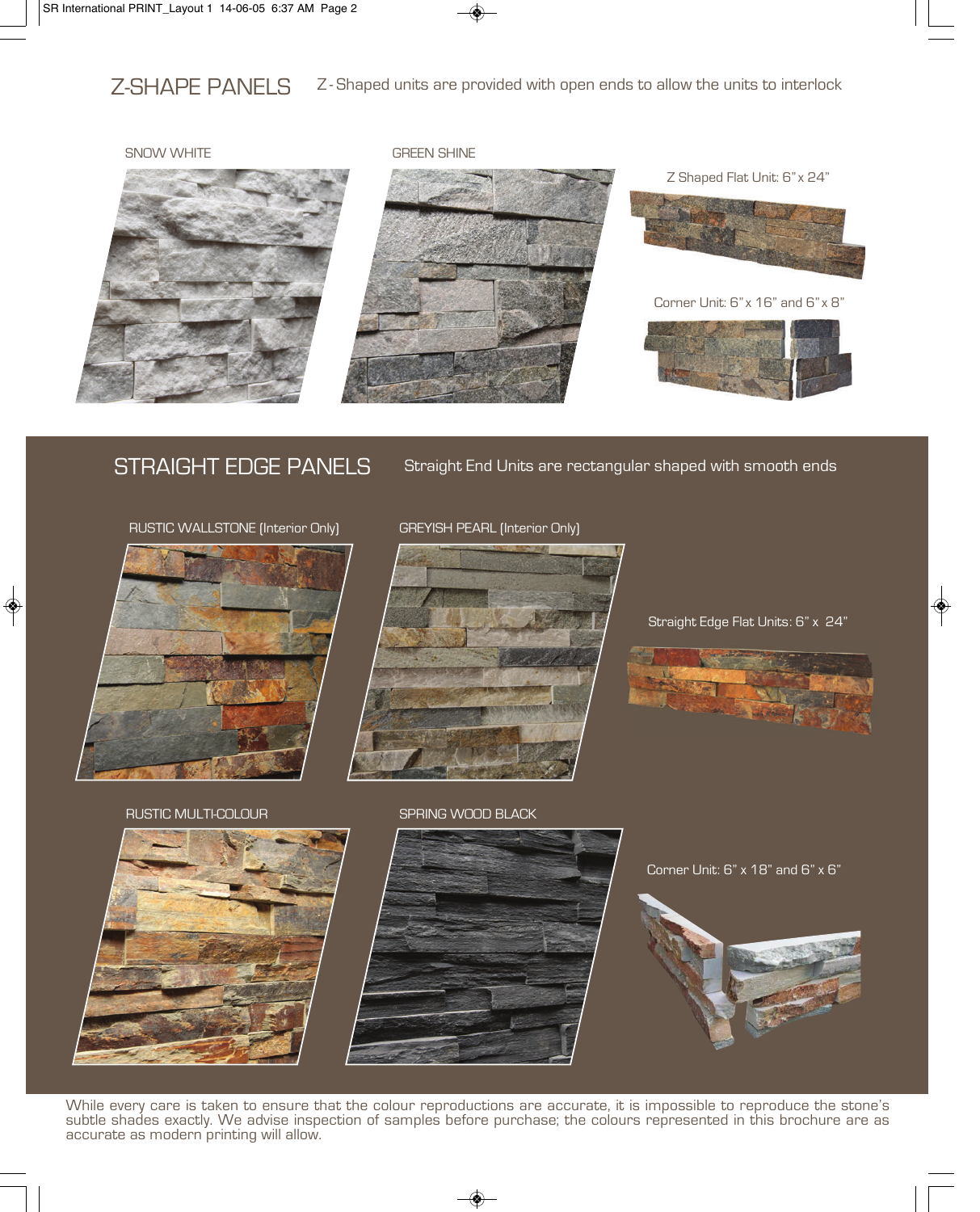## Z-SHAPE PANELS

Z-Shaped units are provided with open ends to allow the units to interlock

SNOW WHITE

GREEN SHINE

Z Shaped Flat Unit: 6" x 24"

Corner Unit: 6" x 16" and 6" x 8"

## STRAIGHT EDGE PANELS

Straight End Units are rectangular shaped with smooth ends

RUSTIC WALLSTONE (Interior Only)

GREYISH PEARL (Interior Only)

Straight Edge Flat Units: 6" x 24"

RUSTIC MULTI-COLOUR

SPRING WOOD BLACK

Corner Unit: 6" x 18" and 6" x 6"

While every care is taken to ensure that the colour reproductions are accurate, it is impossible to reproduce the stone's subtle shades exactly. We advise inspection of samples before purchase; the colours represented in this brochure are as accurate as modern printing will allow.